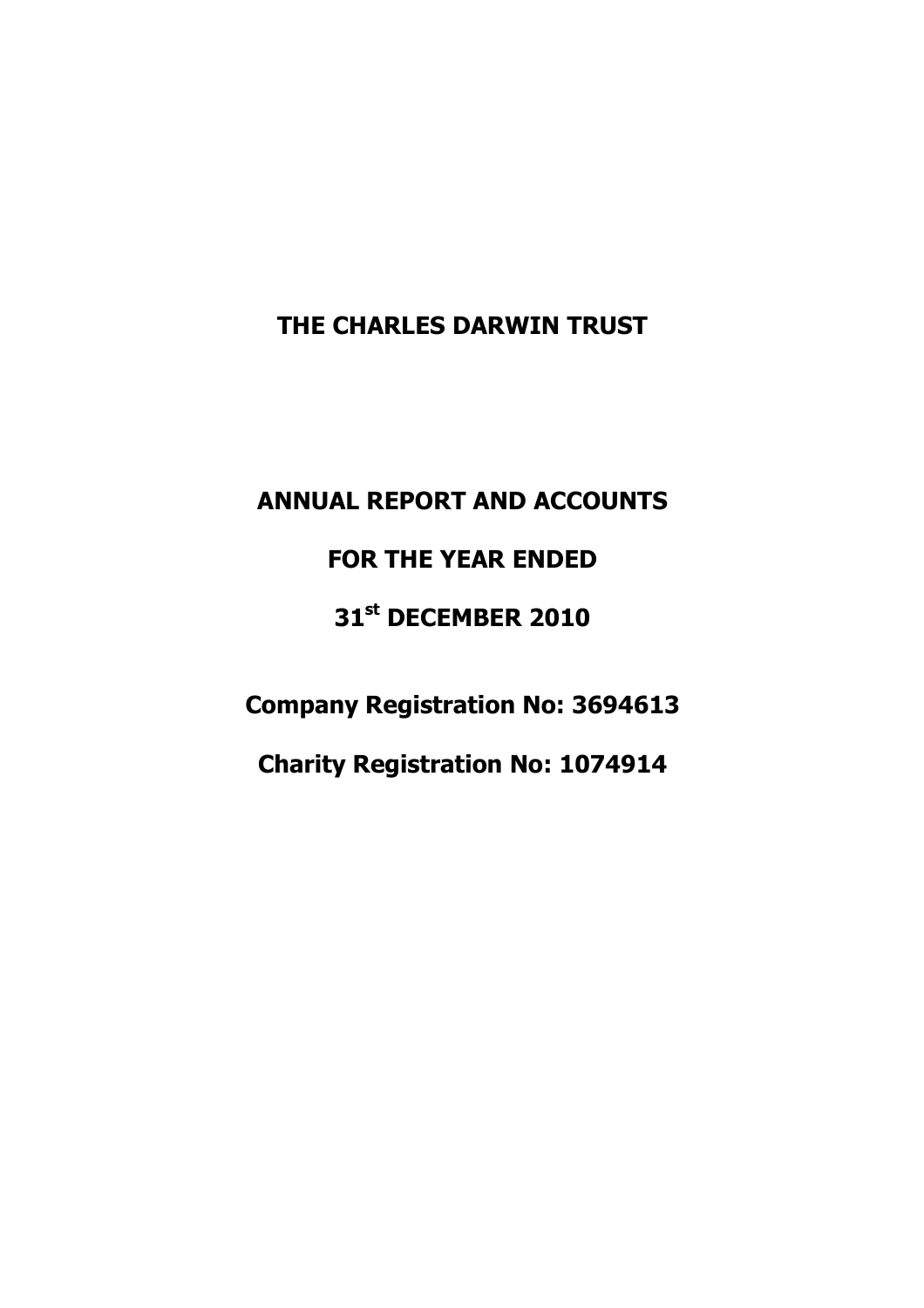# THE CHARLES DARWIN TRUST

## ANNUAL REPORT AND ACCOUNTS

## FOR THE YEAR ENDED

## 31st DECEMBER 2010

**Company Registration No: 3694613**

**Charity Registration No: 1074914**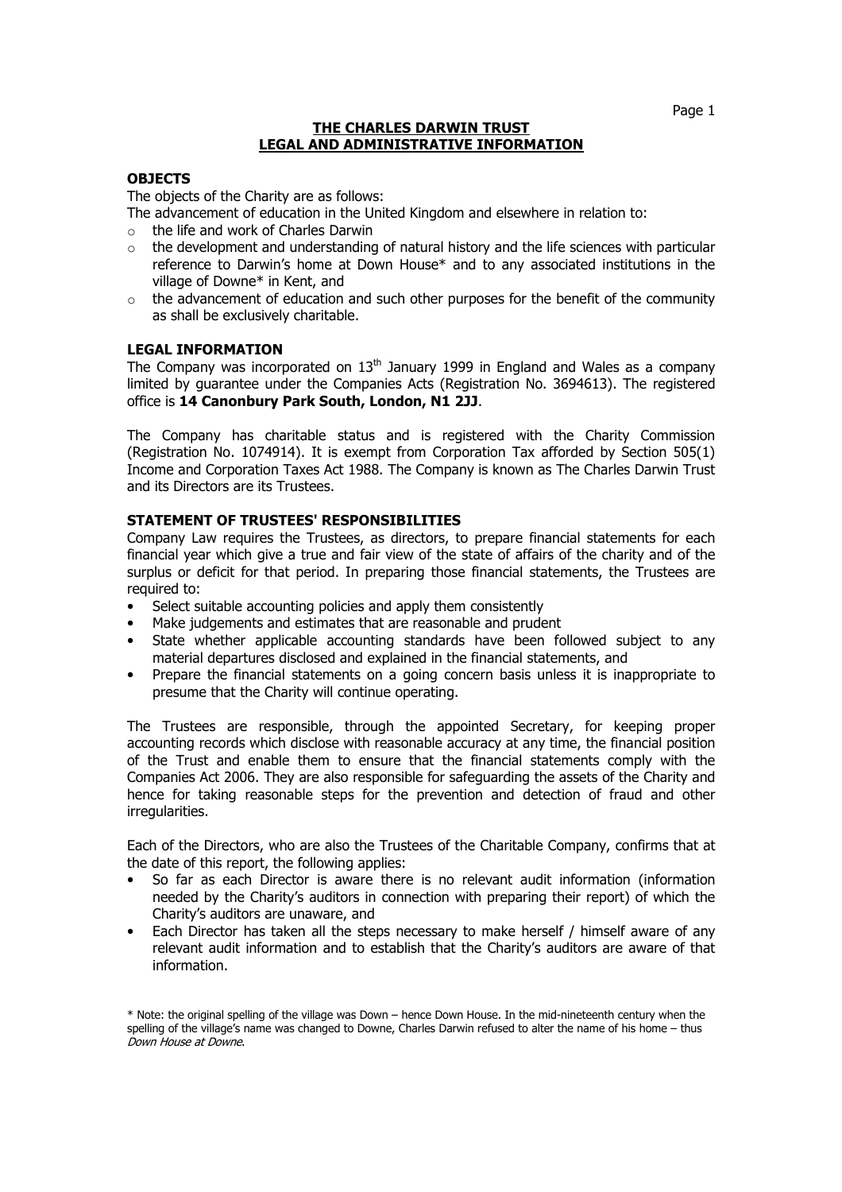# THE CHARLES DARWIN TRUST
## LEGAL AND ADMINISTRATIVE INFORMATION

### OBJECTS

The objects of the Charity are as follows:

The advancement of education in the United Kingdom and elsewhere in relation to:

- the life and work of Charles Darwin
- the development and understanding of natural history and the life sciences with particular reference to Darwin's home at Down House* and to any associated institutions in the village of Downe* in Kent, and
- the advancement of education and such other purposes for the benefit of the community as shall be exclusively charitable.

### LEGAL INFORMATION

The Company was incorporated on 13th January 1999 in England and Wales as a company limited by guarantee under the Companies Acts (Registration No. 3694613). The registered office is **14 Canonbury Park South, London, N1 2JJ**.

The Company has charitable status and is registered with the Charity Commission (Registration No. 1074914). It is exempt from Corporation Tax afforded by Section 505(1) Income and Corporation Taxes Act 1988. The Company is known as The Charles Darwin Trust and its Directors are its Trustees.

### STATEMENT OF TRUSTEES' RESPONSIBILITIES

Company Law requires the Trustees, as directors, to prepare financial statements for each financial year which give a true and fair view of the state of affairs of the charity and of the surplus or deficit for that period. In preparing those financial statements, the Trustees are required to:

- Select suitable accounting policies and apply them consistently
- Make judgements and estimates that are reasonable and prudent
- State whether applicable accounting standards have been followed subject to any material departures disclosed and explained in the financial statements, and
- Prepare the financial statements on a going concern basis unless it is inappropriate to presume that the Charity will continue operating.

The Trustees are responsible, through the appointed Secretary, for keeping proper accounting records which disclose with reasonable accuracy at any time, the financial position of the Trust and enable them to ensure that the financial statements comply with the Companies Act 2006. They are also responsible for safeguarding the assets of the Charity and hence for taking reasonable steps for the prevention and detection of fraud and other irregularities.

Each of the Directors, who are also the Trustees of the Charitable Company, confirms that at the date of this report, the following applies:

- So far as each Director is aware there is no relevant audit information (information needed by the Charity's auditors in connection with preparing their report) of which the Charity's auditors are unaware, and
- Each Director has taken all the steps necessary to make herself / himself aware of any relevant audit information and to establish that the Charity's auditors are aware of that information.

\* Note: the original spelling of the village was Down – hence Down House. In the mid-nineteenth century when the spelling of the village's name was changed to Downe, Charles Darwin refused to alter the name of his home – thus *Down House at Downe*.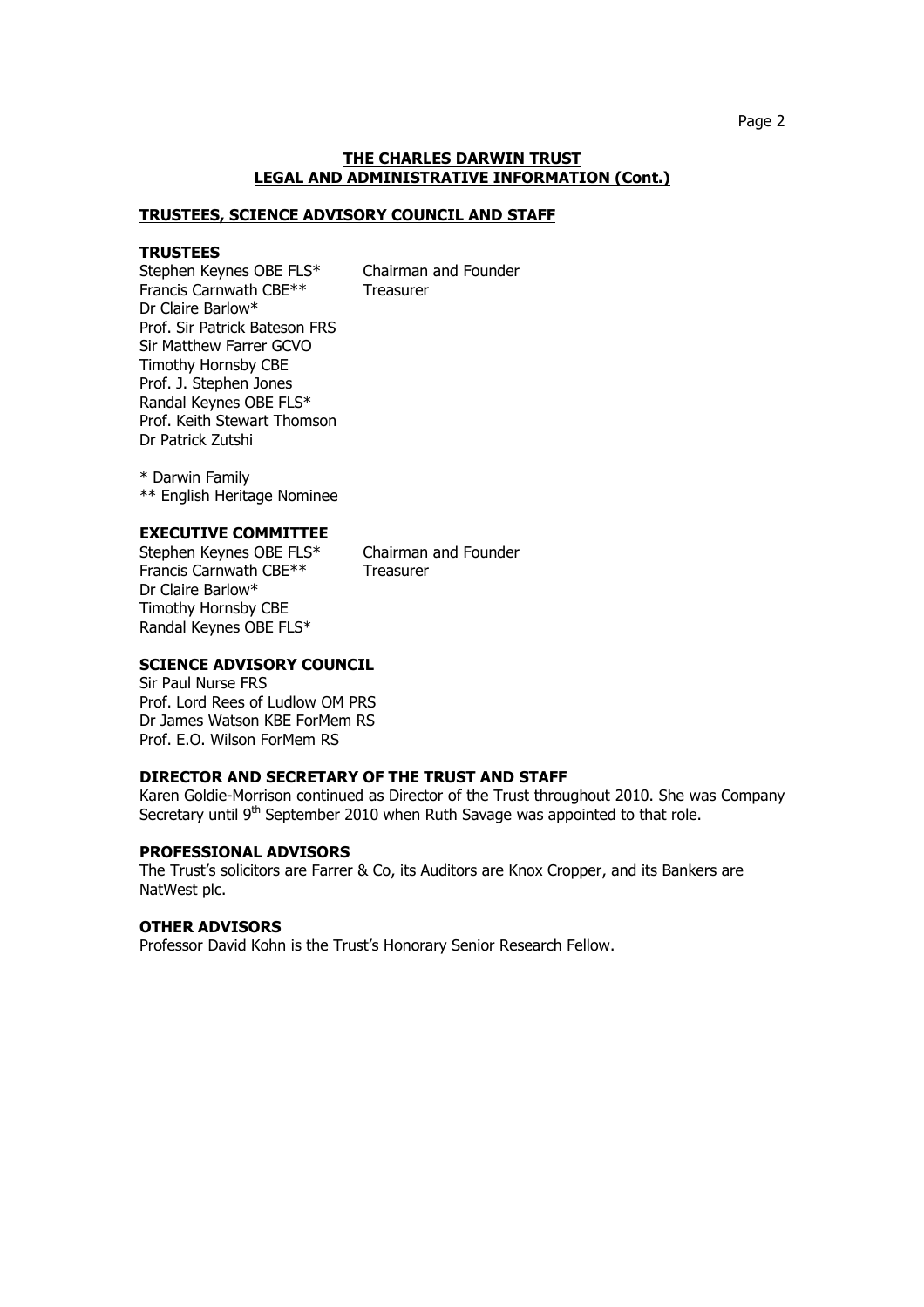# THE CHARLES DARWIN TRUST
## LEGAL AND ADMINISTRATIVE INFORMATION (Cont.)

### TRUSTEES, SCIENCE ADVISORY COUNCIL AND STAFF

#### TRUSTEES

Stephen Keynes OBE FLS* Chairman and Founder
Francis Carnwath CBE** Treasurer
Dr Claire Barlow*
Prof. Sir Patrick Bateson FRS
Sir Matthew Farrer GCVO
Timothy Hornsby CBE
Prof. J. Stephen Jones
Randal Keynes OBE FLS*
Prof. Keith Stewart Thomson
Dr Patrick Zutshi

\* Darwin Family
\*\* English Heritage Nominee

#### EXECUTIVE COMMITTEE

Stephen Keynes OBE FLS* Chairman and Founder
Francis Carnwath CBE** Treasurer
Dr Claire Barlow*
Timothy Hornsby CBE
Randal Keynes OBE FLS*

#### SCIENCE ADVISORY COUNCIL

Sir Paul Nurse FRS
Prof. Lord Rees of Ludlow OM PRS
Dr James Watson KBE ForMem RS
Prof. E.O. Wilson ForMem RS

#### DIRECTOR AND SECRETARY OF THE TRUST AND STAFF

Karen Goldie-Morrison continued as Director of the Trust throughout 2010. She was Company Secretary until 9th September 2010 when Ruth Savage was appointed to that role.

#### PROFESSIONAL ADVISORS

The Trust's solicitors are Farrer & Co, its Auditors are Knox Cropper, and its Bankers are NatWest plc.

#### OTHER ADVISORS

Professor David Kohn is the Trust's Honorary Senior Research Fellow.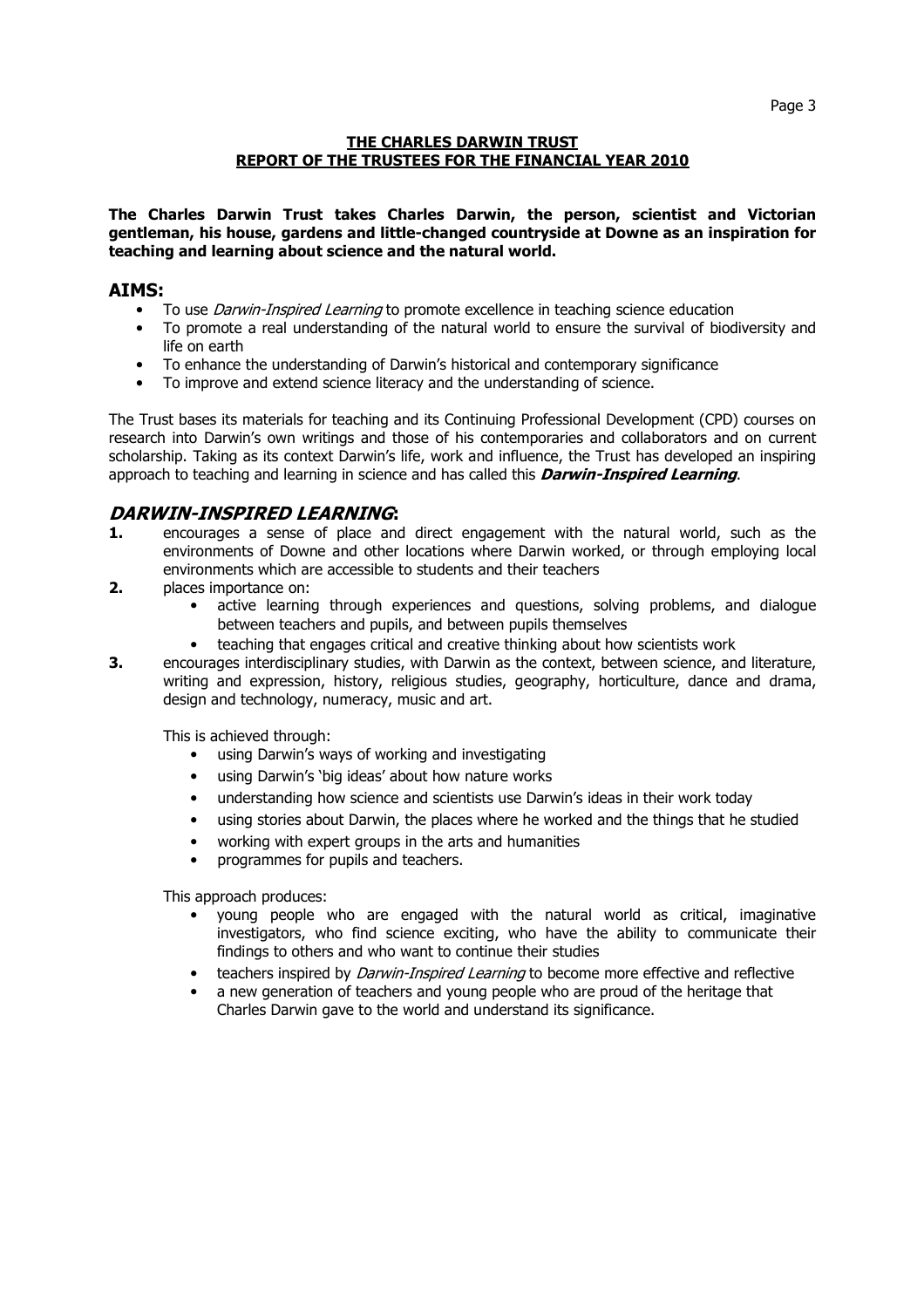**THE CHARLES DARWIN TRUST**
**REPORT OF THE TRUSTEES FOR THE FINANCIAL YEAR 2010**

**The Charles Darwin Trust takes Charles Darwin, the person, scientist and Victorian gentleman, his house, gardens and little-changed countryside at Downe as an inspiration for teaching and learning about science and the natural world.**

## AIMS:

- To use *Darwin-Inspired Learning* to promote excellence in teaching science education
- To promote a real understanding of the natural world to ensure the survival of biodiversity and life on earth
- To enhance the understanding of Darwin's historical and contemporary significance
- To improve and extend science literacy and the understanding of science.

The Trust bases its materials for teaching and its Continuing Professional Development (CPD) courses on research into Darwin's own writings and those of his contemporaries and collaborators and on current scholarship. Taking as its context Darwin's life, work and influence, the Trust has developed an inspiring approach to teaching and learning in science and has called this ***Darwin-Inspired Learning***.

## *DARWIN-INSPIRED LEARNING*:

**1.** encourages a sense of place and direct engagement with the natural world, such as the environments of Downe and other locations where Darwin worked, or through employing local environments which are accessible to students and their teachers

**2.** places importance on:
- active learning through experiences and questions, solving problems, and dialogue between teachers and pupils, and between pupils themselves
- teaching that engages critical and creative thinking about how scientists work

**3.** encourages interdisciplinary studies, with Darwin as the context, between science, and literature, writing and expression, history, religious studies, geography, horticulture, dance and drama, design and technology, numeracy, music and art.

This is achieved through:
- using Darwin's ways of working and investigating
- using Darwin's 'big ideas' about how nature works
- understanding how science and scientists use Darwin's ideas in their work today
- using stories about Darwin, the places where he worked and the things that he studied
- working with expert groups in the arts and humanities
- programmes for pupils and teachers.

This approach produces:
- young people who are engaged with the natural world as critical, imaginative investigators, who find science exciting, who have the ability to communicate their findings to others and who want to continue their studies
- teachers inspired by *Darwin-Inspired Learning* to become more effective and reflective
- a new generation of teachers and young people who are proud of the heritage that Charles Darwin gave to the world and understand its significance.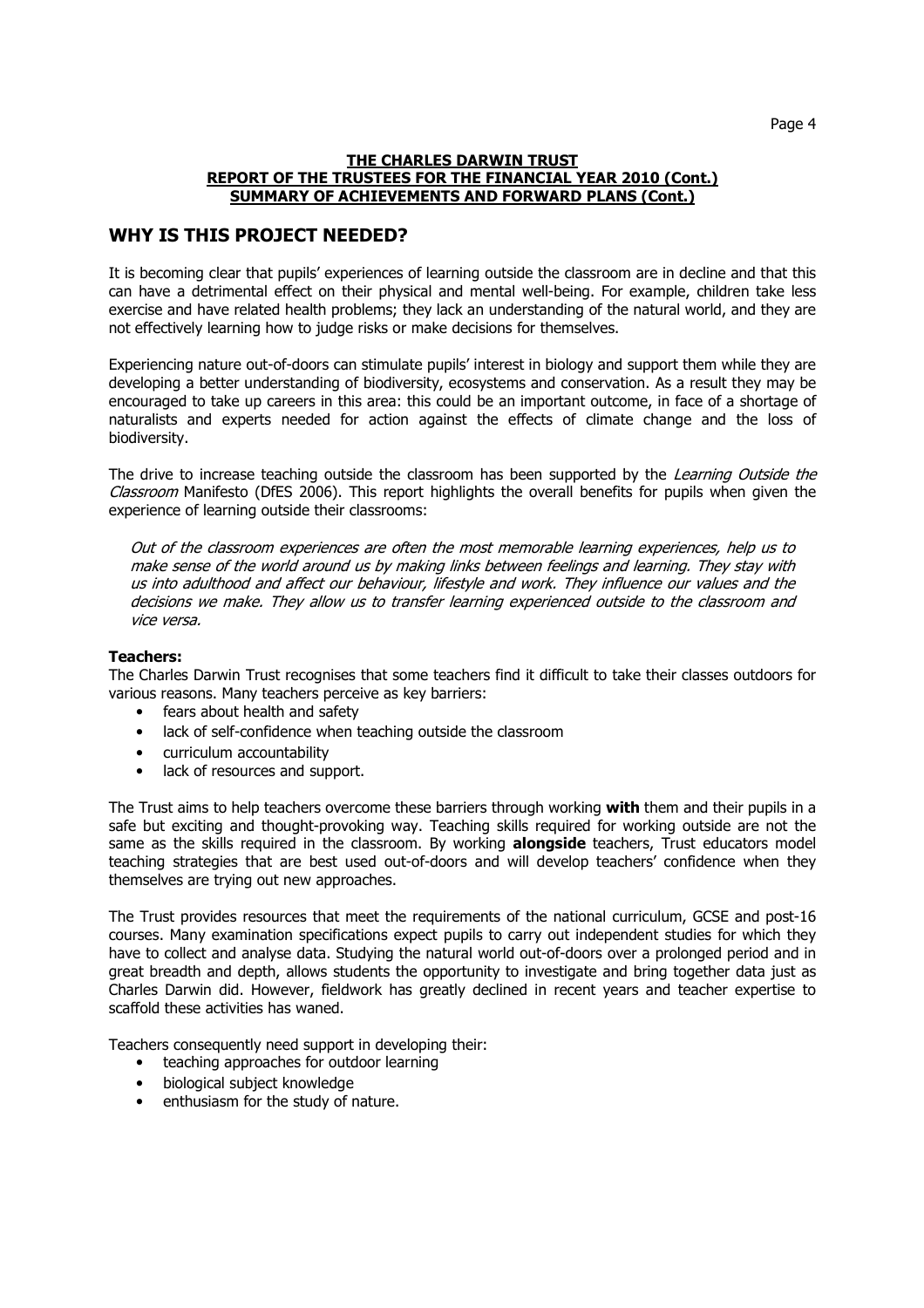**THE CHARLES DARWIN TRUST**
**REPORT OF THE TRUSTEES FOR THE FINANCIAL YEAR 2010 (Cont.)**
**SUMMARY OF ACHIEVEMENTS AND FORWARD PLANS (Cont.)**

## WHY IS THIS PROJECT NEEDED?

It is becoming clear that pupils' experiences of learning outside the classroom are in decline and that this can have a detrimental effect on their physical and mental well-being. For example, children take less exercise and have related health problems; they lack an understanding of the natural world, and they are not effectively learning how to judge risks or make decisions for themselves.

Experiencing nature out-of-doors can stimulate pupils' interest in biology and support them while they are developing a better understanding of biodiversity, ecosystems and conservation. As a result they may be encouraged to take up careers in this area: this could be an important outcome, in face of a shortage of naturalists and experts needed for action against the effects of climate change and the loss of biodiversity.

The drive to increase teaching outside the classroom has been supported by the *Learning Outside the Classroom* Manifesto (DfES 2006). This report highlights the overall benefits for pupils when given the experience of learning outside their classrooms:

> *Out of the classroom experiences are often the most memorable learning experiences, help us to make sense of the world around us by making links between feelings and learning. They stay with us into adulthood and affect our behaviour, lifestyle and work. They influence our values and the decisions we make. They allow us to transfer learning experienced outside to the classroom and vice versa.*

**Teachers:**
The Charles Darwin Trust recognises that some teachers find it difficult to take their classes outdoors for various reasons. Many teachers perceive as key barriers:

- fears about health and safety
- lack of self-confidence when teaching outside the classroom
- curriculum accountability
- lack of resources and support.

The Trust aims to help teachers overcome these barriers through working **with** them and their pupils in a safe but exciting and thought-provoking way. Teaching skills required for working outside are not the same as the skills required in the classroom. By working **alongside** teachers, Trust educators model teaching strategies that are best used out-of-doors and will develop teachers' confidence when they themselves are trying out new approaches.

The Trust provides resources that meet the requirements of the national curriculum, GCSE and post-16 courses. Many examination specifications expect pupils to carry out independent studies for which they have to collect and analyse data. Studying the natural world out-of-doors over a prolonged period and in great breadth and depth, allows students the opportunity to investigate and bring together data just as Charles Darwin did. However, fieldwork has greatly declined in recent years and teacher expertise to scaffold these activities has waned.

Teachers consequently need support in developing their:

- teaching approaches for outdoor learning
- biological subject knowledge
- enthusiasm for the study of nature.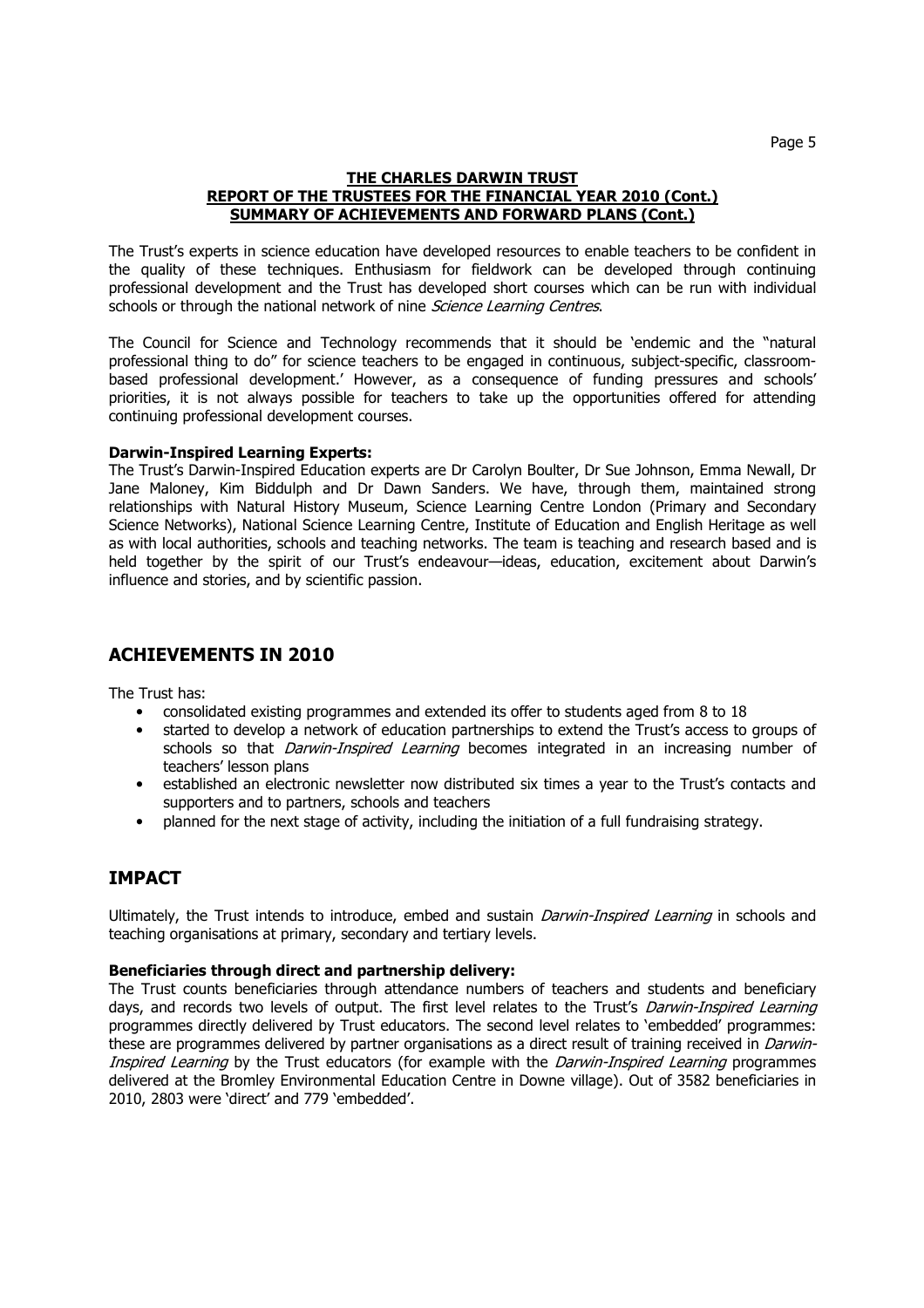**THE CHARLES DARWIN TRUST**
**REPORT OF THE TRUSTEES FOR THE FINANCIAL YEAR 2010 (Cont.)**
**SUMMARY OF ACHIEVEMENTS AND FORWARD PLANS (Cont.)**

The Trust's experts in science education have developed resources to enable teachers to be confident in the quality of these techniques. Enthusiasm for fieldwork can be developed through continuing professional development and the Trust has developed short courses which can be run with individual schools or through the national network of nine *Science Learning Centres*.

The Council for Science and Technology recommends that it should be 'endemic and the "natural professional thing to do" for science teachers to be engaged in continuous, subject-specific, classroom-based professional development.' However, as a consequence of funding pressures and schools' priorities, it is not always possible for teachers to take up the opportunities offered for attending continuing professional development courses.

**Darwin-Inspired Learning Experts:**
The Trust's Darwin-Inspired Education experts are Dr Carolyn Boulter, Dr Sue Johnson, Emma Newall, Dr Jane Maloney, Kim Biddulph and Dr Dawn Sanders. We have, through them, maintained strong relationships with Natural History Museum, Science Learning Centre London (Primary and Secondary Science Networks), National Science Learning Centre, Institute of Education and English Heritage as well as with local authorities, schools and teaching networks. The team is teaching and research based and is held together by the spirit of our Trust's endeavour—ideas, education, excitement about Darwin's influence and stories, and by scientific passion.

## ACHIEVEMENTS IN 2010

The Trust has:

- consolidated existing programmes and extended its offer to students aged from 8 to 18
- started to develop a network of education partnerships to extend the Trust's access to groups of schools so that *Darwin-Inspired Learning* becomes integrated in an increasing number of teachers' lesson plans
- established an electronic newsletter now distributed six times a year to the Trust's contacts and supporters and to partners, schools and teachers
- planned for the next stage of activity, including the initiation of a full fundraising strategy.

## IMPACT

Ultimately, the Trust intends to introduce, embed and sustain *Darwin-Inspired Learning* in schools and teaching organisations at primary, secondary and tertiary levels.

**Beneficiaries through direct and partnership delivery:**
The Trust counts beneficiaries through attendance numbers of teachers and students and beneficiary days, and records two levels of output. The first level relates to the Trust's *Darwin-Inspired Learning* programmes directly delivered by Trust educators. The second level relates to 'embedded' programmes: these are programmes delivered by partner organisations as a direct result of training received in *Darwin-Inspired Learning* by the Trust educators (for example with the *Darwin-Inspired Learning* programmes delivered at the Bromley Environmental Education Centre in Downe village). Out of 3582 beneficiaries in 2010, 2803 were 'direct' and 779 'embedded'.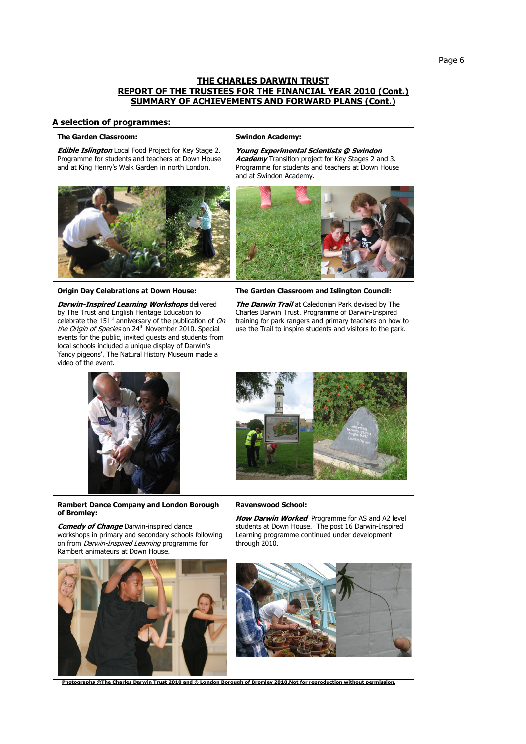## THE CHARLES DARWIN TRUST
## REPORT OF THE TRUSTEES FOR THE FINANCIAL YEAR 2010 (Cont.)
## SUMMARY OF ACHIEVEMENTS AND FORWARD PLANS (Cont.)

### A selection of programmes:

**The Garden Classroom:**

***Edible Islington*** Local Food Project for Key Stage 2. Programme for students and teachers at Down House and at King Henry's Walk Garden in north London.

**Swindon Academy:**

***Young Experimental Scientists @ Swindon Academy*** Transition project for Key Stages 2 and 3. Programme for students and teachers at Down House and at Swindon Academy.

**Origin Day Celebrations at Down House:**

***Darwin-Inspired Learning Workshops*** delivered by The Trust and English Heritage Education to celebrate the 151st anniversary of the publication of *On the Origin of Species* on 24th November 2010. Special events for the public, invited guests and students from local schools included a unique display of Darwin's 'fancy pigeons'. The Natural History Museum made a video of the event.

**The Garden Classroom and Islington Council:**

***The Darwin Trail*** at Caledonian Park devised by The Charles Darwin Trust. Programme of Darwin-Inspired training for park rangers and primary teachers on how to use the Trail to inspire students and visitors to the park.

**Rambert Dance Company and London Borough of Bromley:**

***Comedy of Change*** Darwin-inspired dance workshops in primary and secondary schools following on from *Darwin-Inspired Learning* programme for Rambert animateurs at Down House.

**Ravenswood School:**

***How Darwin Worked*** Programme for AS and A2 level students at Down House. The post 16 Darwin-Inspired Learning programme continued under development through 2010.

Photographs ©The Charles Darwin Trust 2010 and © London Borough of Bromley 2010.Not for reproduction without permission.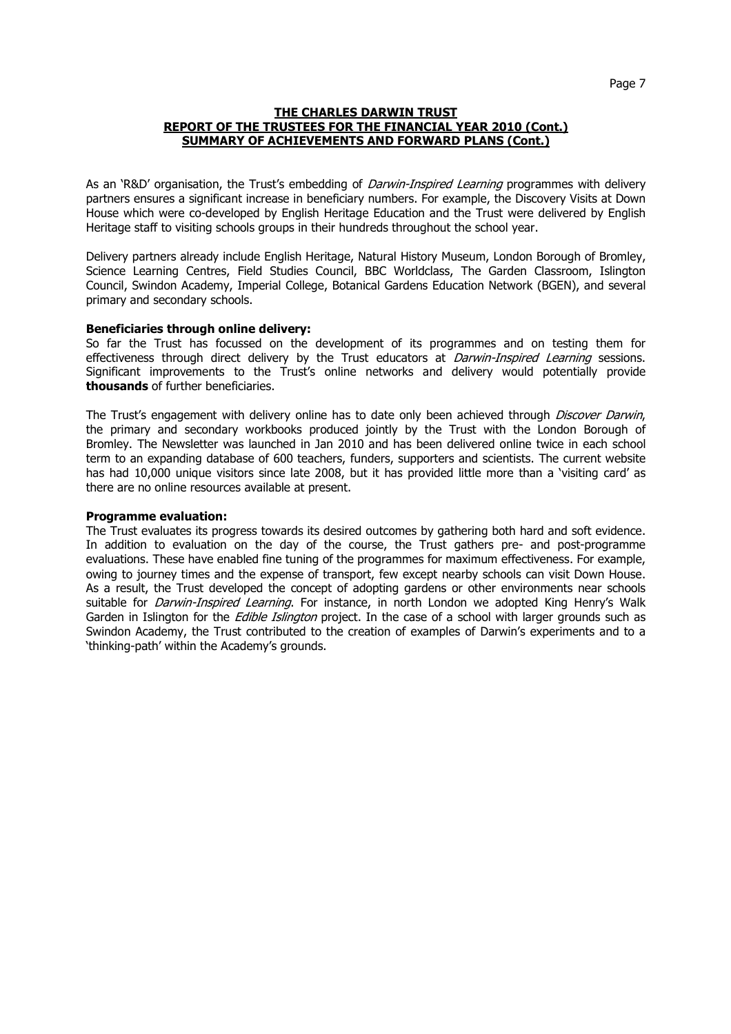**THE CHARLES DARWIN TRUST**
**REPORT OF THE TRUSTEES FOR THE FINANCIAL YEAR 2010 (Cont.)**
**SUMMARY OF ACHIEVEMENTS AND FORWARD PLANS (Cont.)**

As an 'R&D' organisation, the Trust's embedding of *Darwin-Inspired Learning* programmes with delivery partners ensures a significant increase in beneficiary numbers. For example, the Discovery Visits at Down House which were co-developed by English Heritage Education and the Trust were delivered by English Heritage staff to visiting schools groups in their hundreds throughout the school year.

Delivery partners already include English Heritage, Natural History Museum, London Borough of Bromley, Science Learning Centres, Field Studies Council, BBC Worldclass, The Garden Classroom, Islington Council, Swindon Academy, Imperial College, Botanical Gardens Education Network (BGEN), and several primary and secondary schools.

**Beneficiaries through online delivery:**
So far the Trust has focussed on the development of its programmes and on testing them for effectiveness through direct delivery by the Trust educators at *Darwin-Inspired Learning* sessions. Significant improvements to the Trust's online networks and delivery would potentially provide **thousands** of further beneficiaries.

The Trust's engagement with delivery online has to date only been achieved through *Discover Darwin*, the primary and secondary workbooks produced jointly by the Trust with the London Borough of Bromley. The Newsletter was launched in Jan 2010 and has been delivered online twice in each school term to an expanding database of 600 teachers, funders, supporters and scientists. The current website has had 10,000 unique visitors since late 2008, but it has provided little more than a 'visiting card' as there are no online resources available at present.

**Programme evaluation:**
The Trust evaluates its progress towards its desired outcomes by gathering both hard and soft evidence. In addition to evaluation on the day of the course, the Trust gathers pre- and post-programme evaluations. These have enabled fine tuning of the programmes for maximum effectiveness. For example, owing to journey times and the expense of transport, few except nearby schools can visit Down House. As a result, the Trust developed the concept of adopting gardens or other environments near schools suitable for *Darwin-Inspired Learning*. For instance, in north London we adopted King Henry's Walk Garden in Islington for the *Edible Islington* project. In the case of a school with larger grounds such as Swindon Academy, the Trust contributed to the creation of examples of Darwin's experiments and to a 'thinking-path' within the Academy's grounds.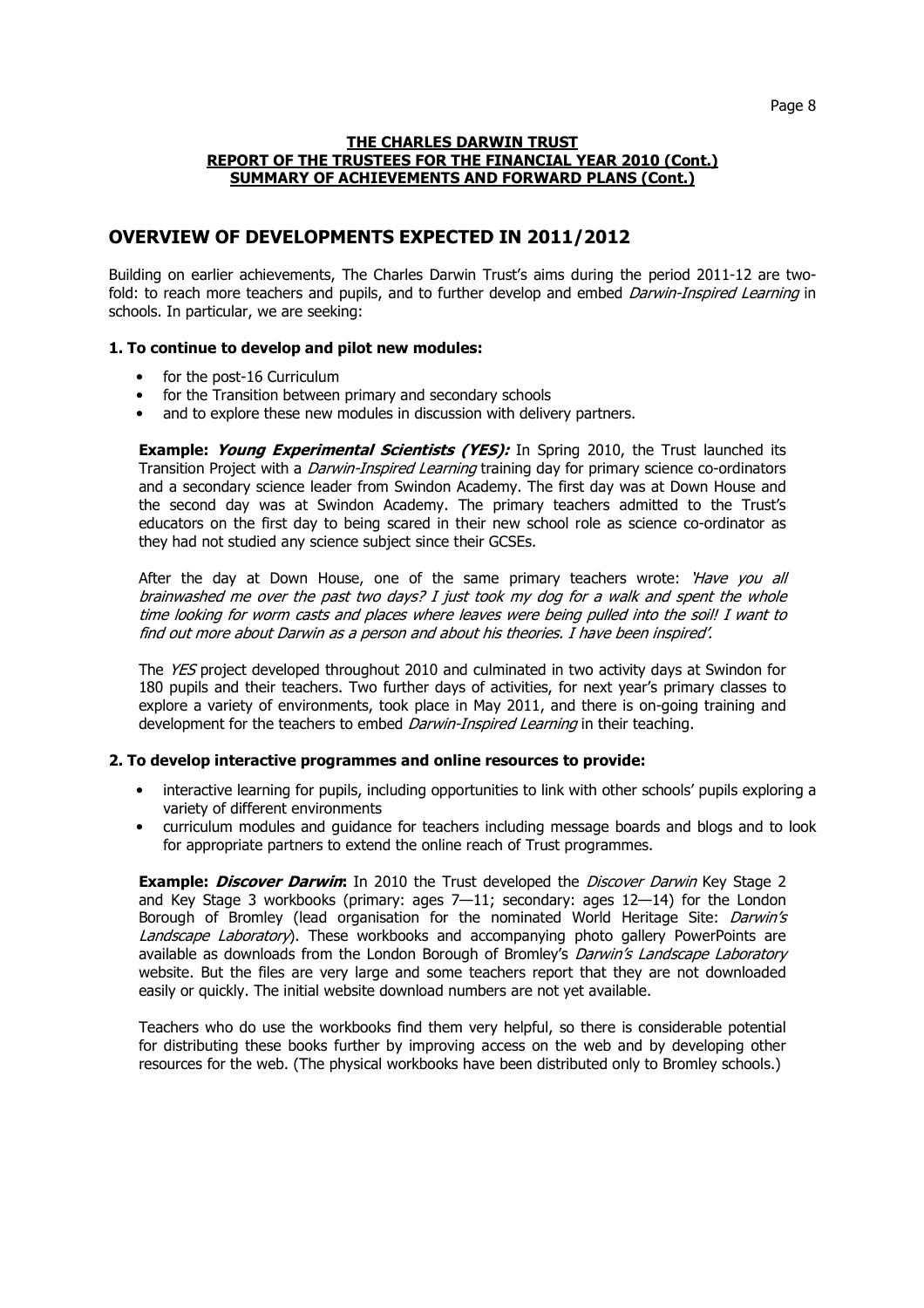**THE CHARLES DARWIN TRUST**
**REPORT OF THE TRUSTEES FOR THE FINANCIAL YEAR 2010 (Cont.)**
**SUMMARY OF ACHIEVEMENTS AND FORWARD PLANS (Cont.)**

## OVERVIEW OF DEVELOPMENTS EXPECTED IN 2011/2012

Building on earlier achievements, The Charles Darwin Trust's aims during the period 2011-12 are two-fold: to reach more teachers and pupils, and to further develop and embed *Darwin-Inspired Learning* in schools. In particular, we are seeking:

### 1. To continue to develop and pilot new modules:

- for the post-16 Curriculum
- for the Transition between primary and secondary schools
- and to explore these new modules in discussion with delivery partners.

**Example: *Young Experimental Scientists (YES):*** In Spring 2010, the Trust launched its Transition Project with a *Darwin-Inspired Learning* training day for primary science co-ordinators and a secondary science leader from Swindon Academy. The first day was at Down House and the second day was at Swindon Academy. The primary teachers admitted to the Trust's educators on the first day to being scared in their new school role as science co-ordinator as they had not studied any science subject since their GCSEs.

After the day at Down House, one of the same primary teachers wrote: *'Have you all brainwashed me over the past two days? I just took my dog for a walk and spent the whole time looking for worm casts and places where leaves were being pulled into the soil! I want to find out more about Darwin as a person and about his theories. I have been inspired'.*

The *YES* project developed throughout 2010 and culminated in two activity days at Swindon for 180 pupils and their teachers. Two further days of activities, for next year's primary classes to explore a variety of environments, took place in May 2011, and there is on-going training and development for the teachers to embed *Darwin-Inspired Learning* in their teaching.

### 2. To develop interactive programmes and online resources to provide:

- interactive learning for pupils, including opportunities to link with other schools' pupils exploring a variety of different environments
- curriculum modules and guidance for teachers including message boards and blogs and to look for appropriate partners to extend the online reach of Trust programmes.

**Example: *Discover Darwin*:** In 2010 the Trust developed the *Discover Darwin* Key Stage 2 and Key Stage 3 workbooks (primary: ages 7—11; secondary: ages 12—14) for the London Borough of Bromley (lead organisation for the nominated World Heritage Site: *Darwin's Landscape Laboratory*). These workbooks and accompanying photo gallery PowerPoints are available as downloads from the London Borough of Bromley's *Darwin's Landscape Laboratory* website. But the files are very large and some teachers report that they are not downloaded easily or quickly. The initial website download numbers are not yet available.

Teachers who do use the workbooks find them very helpful, so there is considerable potential for distributing these books further by improving access on the web and by developing other resources for the web. (The physical workbooks have been distributed only to Bromley schools.)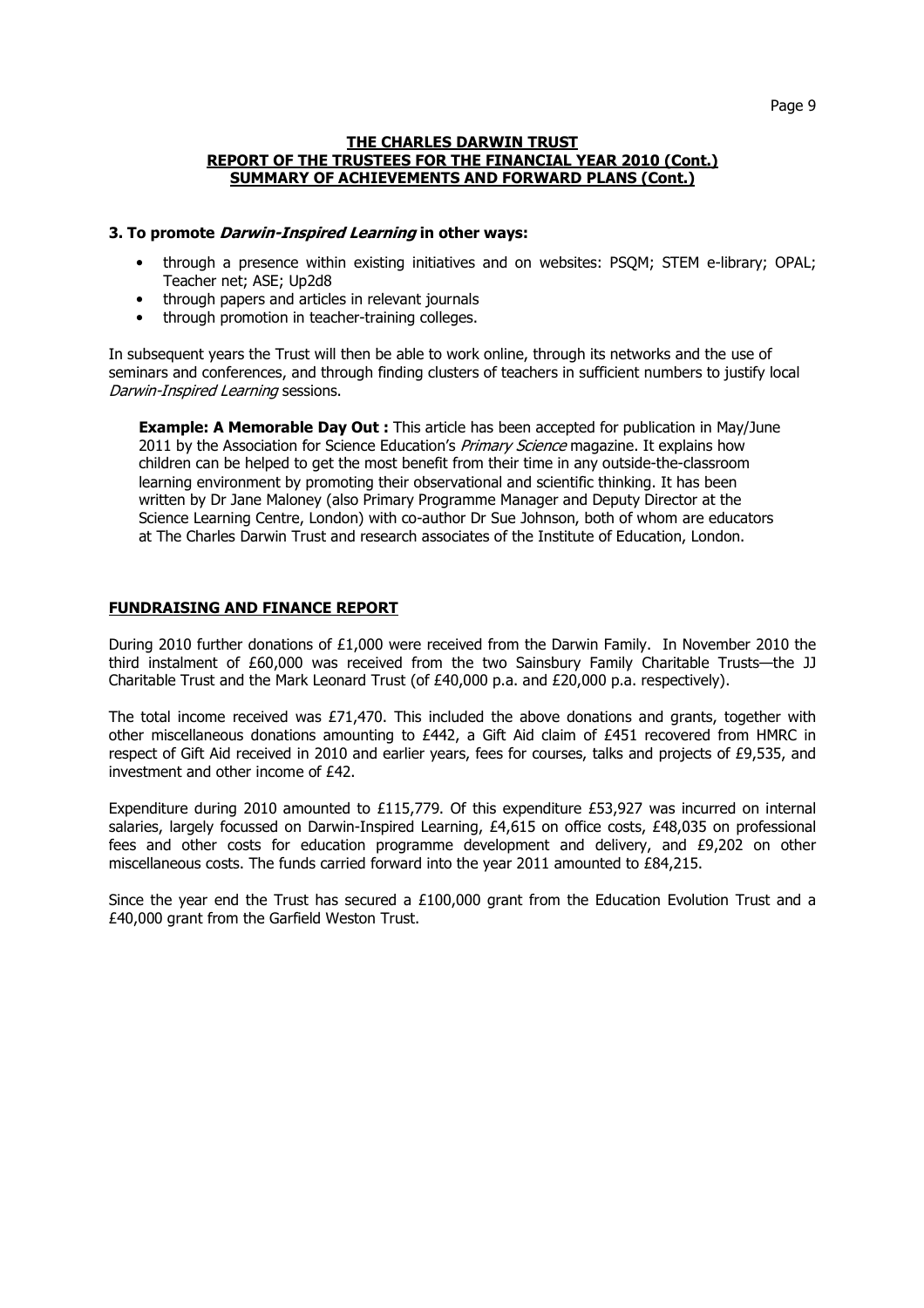**THE CHARLES DARWIN TRUST**
**REPORT OF THE TRUSTEES FOR THE FINANCIAL YEAR 2010 (Cont.)**
**SUMMARY OF ACHIEVEMENTS AND FORWARD PLANS (Cont.)**

### 3. To promote *Darwin-Inspired Learning* in other ways:

- through a presence within existing initiatives and on websites: PSQM; STEM e-library; OPAL; Teacher net; ASE; Up2d8
- through papers and articles in relevant journals
- through promotion in teacher-training colleges.

In subsequent years the Trust will then be able to work online, through its networks and the use of seminars and conferences, and through finding clusters of teachers in sufficient numbers to justify local *Darwin-Inspired Learning* sessions.

> **Example: A Memorable Day Out :** This article has been accepted for publication in May/June 2011 by the Association for Science Education's *Primary Science* magazine. It explains how children can be helped to get the most benefit from their time in any outside-the-classroom learning environment by promoting their observational and scientific thinking. It has been written by Dr Jane Maloney (also Primary Programme Manager and Deputy Director at the Science Learning Centre, London) with co-author Dr Sue Johnson, both of whom are educators at The Charles Darwin Trust and research associates of the Institute of Education, London.

## FUNDRAISING AND FINANCE REPORT

During 2010 further donations of £1,000 were received from the Darwin Family. In November 2010 the third instalment of £60,000 was received from the two Sainsbury Family Charitable Trusts—the JJ Charitable Trust and the Mark Leonard Trust (of £40,000 p.a. and £20,000 p.a. respectively).

The total income received was £71,470. This included the above donations and grants, together with other miscellaneous donations amounting to £442, a Gift Aid claim of £451 recovered from HMRC in respect of Gift Aid received in 2010 and earlier years, fees for courses, talks and projects of £9,535, and investment and other income of £42.

Expenditure during 2010 amounted to £115,779. Of this expenditure £53,927 was incurred on internal salaries, largely focussed on Darwin-Inspired Learning, £4,615 on office costs, £48,035 on professional fees and other costs for education programme development and delivery, and £9,202 on other miscellaneous costs. The funds carried forward into the year 2011 amounted to £84,215.

Since the year end the Trust has secured a £100,000 grant from the Education Evolution Trust and a £40,000 grant from the Garfield Weston Trust.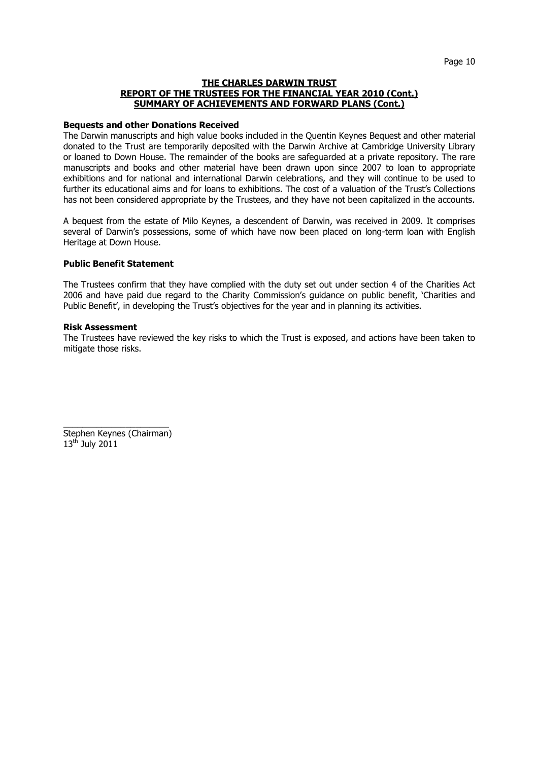**THE CHARLES DARWIN TRUST**
**REPORT OF THE TRUSTEES FOR THE FINANCIAL YEAR 2010 (Cont.)**
**SUMMARY OF ACHIEVEMENTS AND FORWARD PLANS (Cont.)**

**Bequests and other Donations Received**

The Darwin manuscripts and high value books included in the Quentin Keynes Bequest and other material donated to the Trust are temporarily deposited with the Darwin Archive at Cambridge University Library or loaned to Down House. The remainder of the books are safeguarded at a private repository. The rare manuscripts and books and other material have been drawn upon since 2007 to loan to appropriate exhibitions and for national and international Darwin celebrations, and they will continue to be used to further its educational aims and for loans to exhibitions. The cost of a valuation of the Trust's Collections has not been considered appropriate by the Trustees, and they have not been capitalized in the accounts.

A bequest from the estate of Milo Keynes, a descendent of Darwin, was received in 2009. It comprises several of Darwin's possessions, some of which have now been placed on long-term loan with English Heritage at Down House.

**Public Benefit Statement**

The Trustees confirm that they have complied with the duty set out under section 4 of the Charities Act 2006 and have paid due regard to the Charity Commission's guidance on public benefit, 'Charities and Public Benefit', in developing the Trust's objectives for the year and in planning its activities.

**Risk Assessment**

The Trustees have reviewed the key risks to which the Trust is exposed, and actions have been taken to mitigate those risks.

\_\_\_\_\_\_\_\_\_\_\_\_\_\_\_\_\_\_\_\_\_\_

Stephen Keynes (Chairman)
13th July 2011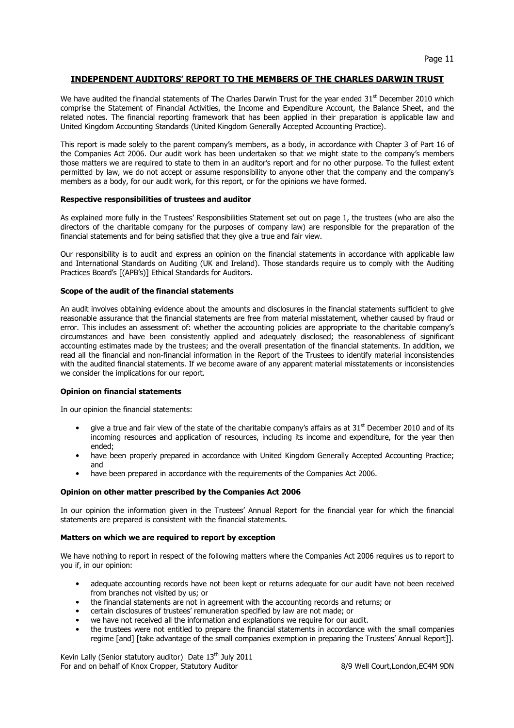## INDEPENDENT AUDITORS' REPORT TO THE MEMBERS OF THE CHARLES DARWIN TRUST

We have audited the financial statements of The Charles Darwin Trust for the year ended 31st December 2010 which comprise the Statement of Financial Activities, the Income and Expenditure Account, the Balance Sheet, and the related notes. The financial reporting framework that has been applied in their preparation is applicable law and United Kingdom Accounting Standards (United Kingdom Generally Accepted Accounting Practice).

This report is made solely to the parent company's members, as a body, in accordance with Chapter 3 of Part 16 of the Companies Act 2006. Our audit work has been undertaken so that we might state to the company's members those matters we are required to state to them in an auditor's report and for no other purpose. To the fullest extent permitted by law, we do not accept or assume responsibility to anyone other that the company and the company's members as a body, for our audit work, for this report, or for the opinions we have formed.

**Respective responsibilities of trustees and auditor**

As explained more fully in the Trustees' Responsibilities Statement set out on page 1, the trustees (who are also the directors of the charitable company for the purposes of company law) are responsible for the preparation of the financial statements and for being satisfied that they give a true and fair view.

Our responsibility is to audit and express an opinion on the financial statements in accordance with applicable law and International Standards on Auditing (UK and Ireland). Those standards require us to comply with the Auditing Practices Board's [(APB's)] Ethical Standards for Auditors.

**Scope of the audit of the financial statements**

An audit involves obtaining evidence about the amounts and disclosures in the financial statements sufficient to give reasonable assurance that the financial statements are free from material misstatement, whether caused by fraud or error. This includes an assessment of: whether the accounting policies are appropriate to the charitable company's circumstances and have been consistently applied and adequately disclosed; the reasonableness of significant accounting estimates made by the trustees; and the overall presentation of the financial statements. In addition, we read all the financial and non-financial information in the Report of the Trustees to identify material inconsistencies with the audited financial statements. If we become aware of any apparent material misstatements or inconsistencies we consider the implications for our report.

**Opinion on financial statements**

In our opinion the financial statements:

- give a true and fair view of the state of the charitable company's affairs as at 31st December 2010 and of its incoming resources and application of resources, including its income and expenditure, for the year then ended;
- have been properly prepared in accordance with United Kingdom Generally Accepted Accounting Practice; and
- have been prepared in accordance with the requirements of the Companies Act 2006.

**Opinion on other matter prescribed by the Companies Act 2006**

In our opinion the information given in the Trustees' Annual Report for the financial year for which the financial statements are prepared is consistent with the financial statements.

**Matters on which we are required to report by exception**

We have nothing to report in respect of the following matters where the Companies Act 2006 requires us to report to you if, in our opinion:

- adequate accounting records have not been kept or returns adequate for our audit have not been received from branches not visited by us; or
- the financial statements are not in agreement with the accounting records and returns; or
- certain disclosures of trustees' remuneration specified by law are not made; or
- we have not received all the information and explanations we require for our audit.
- the trustees were not entitled to prepare the financial statements in accordance with the small companies regime [and] [take advantage of the small companies exemption in preparing the Trustees' Annual Report]].

Kevin Lally (Senior statutory auditor) Date 13th July 2011
For and on behalf of Knox Cropper, Statutory Auditor 8/9 Well Court,London,EC4M 9DN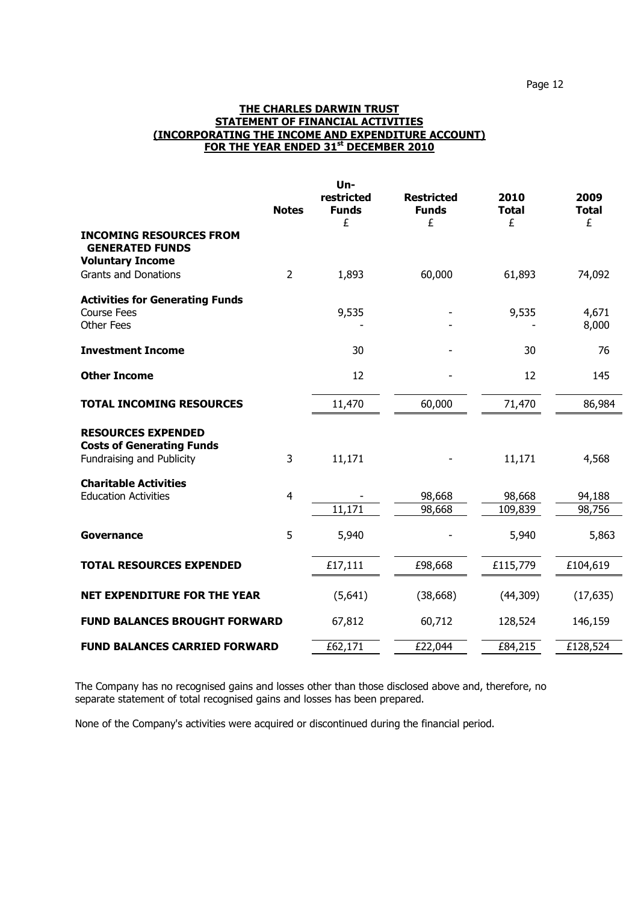# THE CHARLES DARWIN TRUST
## STATEMENT OF FINANCIAL ACTIVITIES
## (INCORPORATING THE INCOME AND EXPENDITURE ACCOUNT)
## FOR THE YEAR ENDED 31st DECEMBER 2010

| | Notes | Un-restricted Funds £ | Restricted Funds £ | 2010 Total £ | 2009 Total £ |
|---|---|---|---|---|---|
| **INCOMING RESOURCES FROM GENERATED FUNDS** | | | | | |
| **Voluntary Income** | | | | | |
| Grants and Donations | 2 | 1,893 | 60,000 | 61,893 | 74,092 |
| **Activities for Generating Funds** | | | | | |
| Course Fees | | 9,535 | - | 9,535 | 4,671 |
| Other Fees | | - | - | - | 8,000 |
| **Investment Income** | | 30 | - | 30 | 76 |
| **Other Income** | | 12 | - | 12 | 145 |
| **TOTAL INCOMING RESOURCES** | | 11,470 | 60,000 | 71,470 | 86,984 |
| **RESOURCES EXPENDED** | | | | | |
| **Costs of Generating Funds** | | | | | |
| Fundraising and Publicity | 3 | 11,171 | - | 11,171 | 4,568 |
| **Charitable Activities** | | | | | |
| Education Activities | 4 | - | 98,668 | 98,668 | 94,188 |
| | | 11,171 | 98,668 | 109,839 | 98,756 |
| **Governance** | 5 | 5,940 | - | 5,940 | 5,863 |
| **TOTAL RESOURCES EXPENDED** | | £17,111 | £98,668 | £115,779 | £104,619 |
| **NET EXPENDITURE FOR THE YEAR** | | (5,641) | (38,668) | (44,309) | (17,635) |
| **FUND BALANCES BROUGHT FORWARD** | | 67,812 | 60,712 | 128,524 | 146,159 |
| **FUND BALANCES CARRIED FORWARD** | | £62,171 | £22,044 | £84,215 | £128,524 |

The Company has no recognised gains and losses other than those disclosed above and, therefore, no separate statement of total recognised gains and losses has been prepared.

None of the Company's activities were acquired or discontinued during the financial period.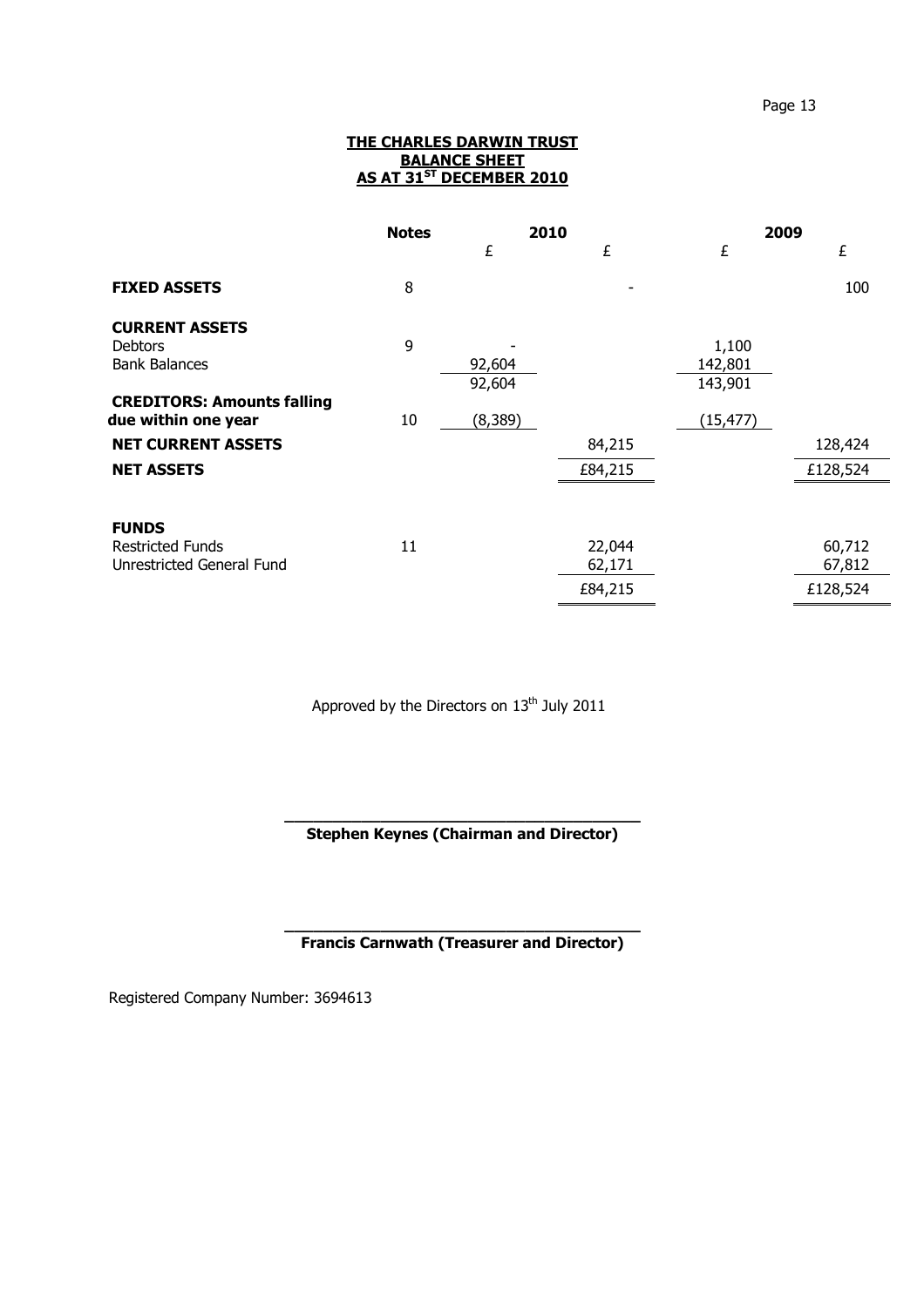## THE CHARLES DARWIN TRUST
## BALANCE SHEET
## AS AT 31ST DECEMBER 2010

| | Notes | 2010 | | 2009 | |
|---|---|---|---|---|---|
| | | £ | £ | £ | £ |
| **FIXED ASSETS** | 8 | | - | | 100 |
| **CURRENT ASSETS** | | | | | |
| Debtors | 9 | - | | 1,100 | |
| Bank Balances | | 92,604 | | 142,801 | |
| | | 92,604 | | 143,901 | |
| **CREDITORS: Amounts falling due within one year** | 10 | (8,389) | | (15,477) | |
| **NET CURRENT ASSETS** | | | 84,215 | | 128,424 |
| **NET ASSETS** | | | £84,215 | | £128,524 |
| **FUNDS** | | | | | |
| Restricted Funds | 11 | | 22,044 | | 60,712 |
| Unrestricted General Fund | | | 62,171 | | 67,812 |
| | | | £84,215 | | £128,524 |

Approved by the Directors on 13th July 2011

____________________________________
**Stephen Keynes (Chairman and Director)**

____________________________________
**Francis Carnwath (Treasurer and Director)**

Registered Company Number: 3694613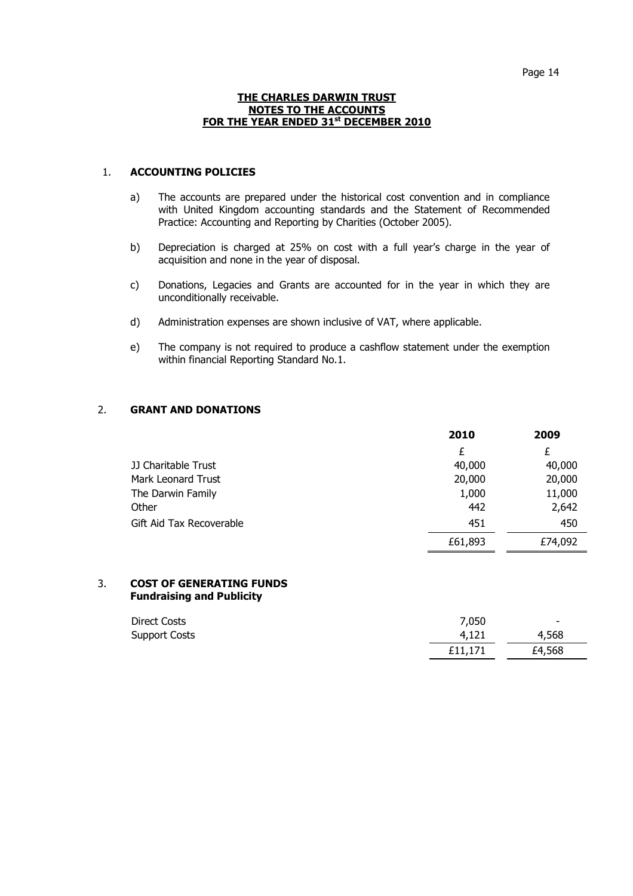# THE CHARLES DARWIN TRUST
## NOTES TO THE ACCOUNTS
## FOR THE YEAR ENDED 31st DECEMBER 2010

### 1. ACCOUNTING POLICIES

a) The accounts are prepared under the historical cost convention and in compliance with United Kingdom accounting standards and the Statement of Recommended Practice: Accounting and Reporting by Charities (October 2005).

b) Depreciation is charged at 25% on cost with a full year's charge in the year of acquisition and none in the year of disposal.

c) Donations, Legacies and Grants are accounted for in the year in which they are unconditionally receivable.

d) Administration expenses are shown inclusive of VAT, where applicable.

e) The company is not required to produce a cashflow statement under the exemption within financial Reporting Standard No.1.

### 2. GRANT AND DONATIONS

| | 2010 | 2009 |
|---|---|---|
| | £ | £ |
| JJ Charitable Trust | 40,000 | 40,000 |
| Mark Leonard Trust | 20,000 | 20,000 |
| The Darwin Family | 1,000 | 11,000 |
| Other | 442 | 2,642 |
| Gift Aid Tax Recoverable | 451 | 450 |
| | £61,893 | £74,092 |

### 3. COST OF GENERATING FUNDS
**Fundraising and Publicity**

| | 2010 | 2009 |
|---|---|---|
| Direct Costs | 7,050 | - |
| Support Costs | 4,121 | 4,568 |
| | £11,171 | £4,568 |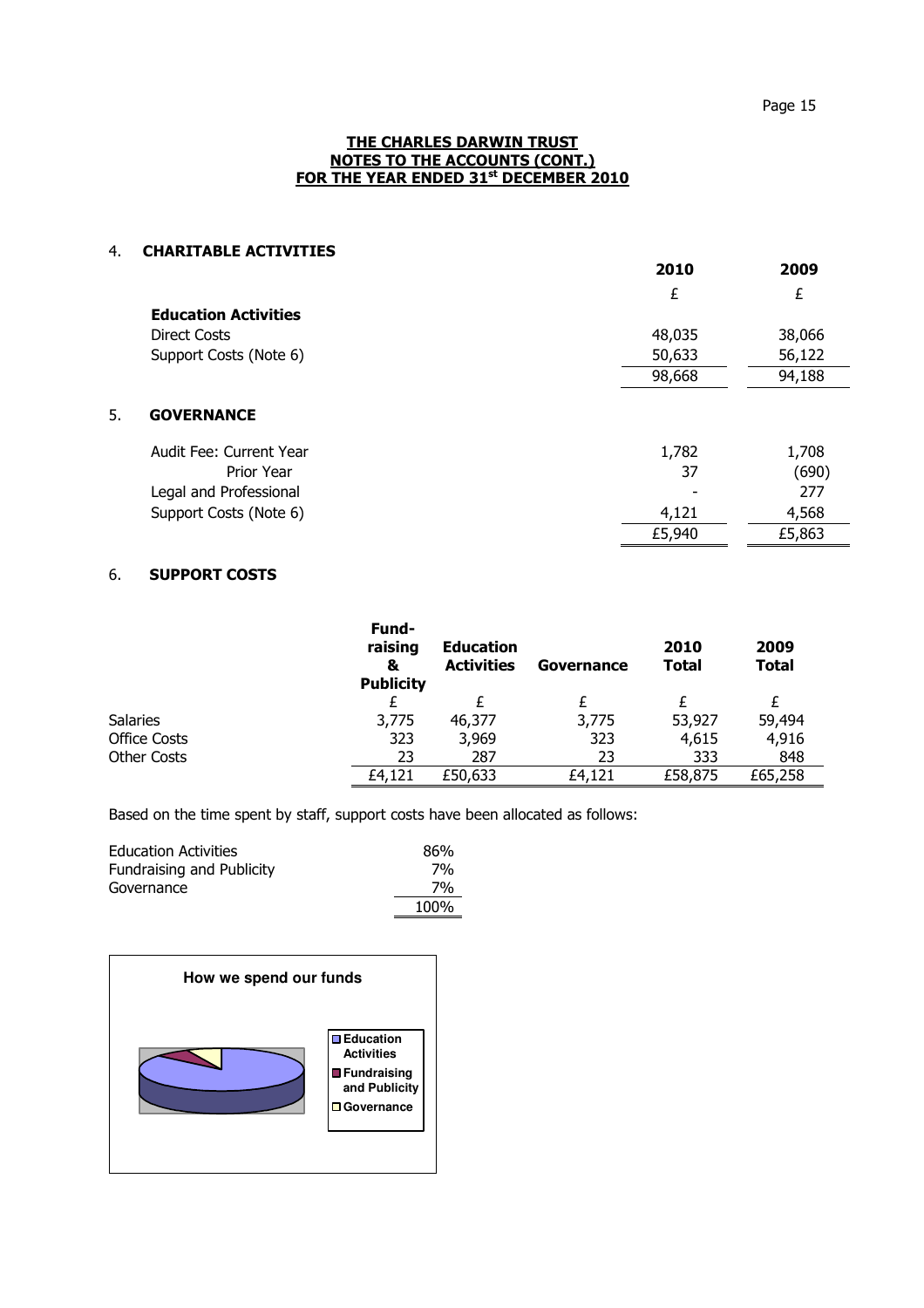**THE CHARLES DARWIN TRUST**
**NOTES TO THE ACCOUNTS (CONT.)**
**FOR THE YEAR ENDED 31st DECEMBER 2010**

## 4. CHARITABLE ACTIVITIES

| | 2010 | 2009 |
|---|---|---|
| | £ | £ |
| **Education Activities** | | |
| Direct Costs | 48,035 | 38,066 |
| Support Costs (Note 6) | 50,633 | 56,122 |
| | 98,668 | 94,188 |

## 5. GOVERNANCE

| | 2010 | 2009 |
|---|---|---|
| Audit Fee: Current Year | 1,782 | 1,708 |
| Prior Year | 37 | (690) |
| Legal and Professional | - | 277 |
| Support Costs (Note 6) | 4,121 | 4,568 |
| | £5,940 | £5,863 |

## 6. SUPPORT COSTS

| | Fund-raising & Publicity | Education Activities | Governance | 2010 Total | 2009 Total |
|---|---|---|---|---|---|
| | £ | £ | £ | £ | £ |
| Salaries | 3,775 | 46,377 | 3,775 | 53,927 | 59,494 |
| Office Costs | 323 | 3,969 | 323 | 4,615 | 4,916 |
| Other Costs | 23 | 287 | 23 | 333 | 848 |
| | £4,121 | £50,633 | £4,121 | £58,875 | £65,258 |

Based on the time spent by staff, support costs have been allocated as follows:

| | |
|---|---|
| Education Activities | 86% |
| Fundraising and Publicity | 7% |
| Governance | 7% |
| | 100% |

**How we spend our funds**

- Education Activities
- Fundraising and Publicity
- Governance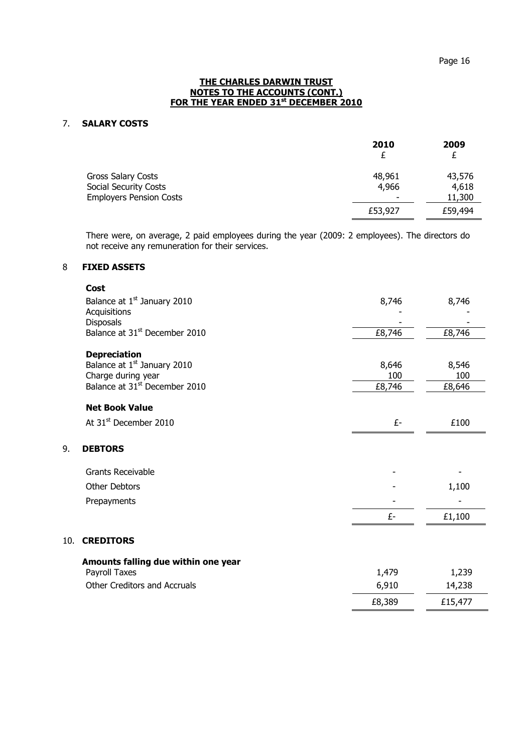**THE CHARLES DARWIN TRUST**
**NOTES TO THE ACCOUNTS (CONT.)**
**FOR THE YEAR ENDED 31st DECEMBER 2010**

## 7. SALARY COSTS

| | 2010<br>£ | 2009<br>£ |
|---|---|---|
| Gross Salary Costs | 48,961 | 43,576 |
| Social Security Costs | 4,966 | 4,618 |
| Employers Pension Costs | - | 11,300 |
| | £53,927 | £59,494 |

There were, on average, 2 paid employees during the year (2009: 2 employees). The directors do not receive any remuneration for their services.

## 8 FIXED ASSETS

| | | |
|---|---|---|
| **Cost** | | |
| Balance at 1st January 2010 | 8,746 | 8,746 |
| Acquisitions | - | - |
| Disposals | - | - |
| Balance at 31st December 2010 | £8,746 | £8,746 |
| **Depreciation** | | |
| Balance at 1st January 2010 | 8,646 | 8,546 |
| Charge during year | 100 | 100 |
| Balance at 31st December 2010 | £8,746 | £8,646 |
| **Net Book Value** | | |
| At 31st December 2010 | £- | £100 |

## 9. DEBTORS

| | | |
|---|---|---|
| Grants Receivable | - | - |
| Other Debtors | - | 1,100 |
| Prepayments | - | - |
| | £- | £1,100 |

## 10. CREDITORS

| | | |
|---|---|---|
| **Amounts falling due within one year** | | |
| Payroll Taxes | 1,479 | 1,239 |
| Other Creditors and Accruals | 6,910 | 14,238 |
| | £8,389 | £15,477 |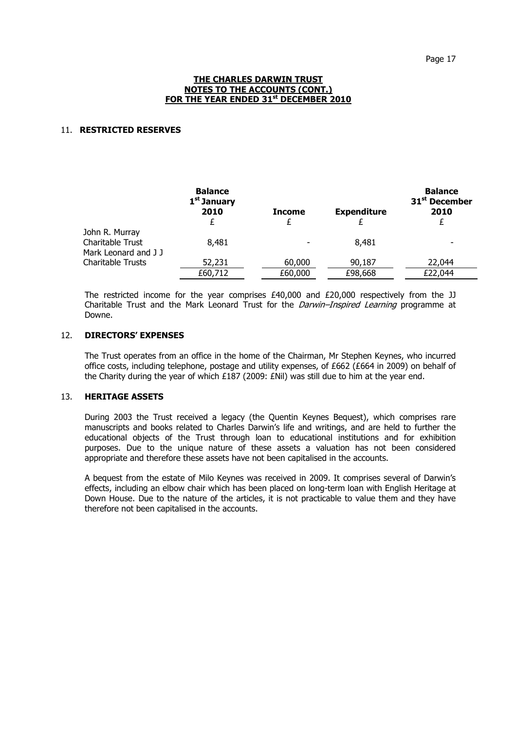**THE CHARLES DARWIN TRUST**
**NOTES TO THE ACCOUNTS (CONT.)**
**FOR THE YEAR ENDED 31st DECEMBER 2010**

## 11. RESTRICTED RESERVES

| | Balance 1st January 2010 £ | Income £ | Expenditure £ | Balance 31st December 2010 £ |
|---|---|---|---|---|
| John R. Murray Charitable Trust | 8,481 | - | 8,481 | - |
| Mark Leonard and J J Charitable Trusts | 52,231 | 60,000 | 90,187 | 22,044 |
| | £60,712 | £60,000 | £98,668 | £22,044 |

The restricted income for the year comprises £40,000 and £20,000 respectively from the JJ Charitable Trust and the Mark Leonard Trust for the *Darwin–Inspired Learning* programme at Downe.

## 12. DIRECTORS' EXPENSES

The Trust operates from an office in the home of the Chairman, Mr Stephen Keynes, who incurred office costs, including telephone, postage and utility expenses, of £662 (£664 in 2009) on behalf of the Charity during the year of which £187 (2009: £Nil) was still due to him at the year end.

## 13. HERITAGE ASSETS

During 2003 the Trust received a legacy (the Quentin Keynes Bequest), which comprises rare manuscripts and books related to Charles Darwin's life and writings, and are held to further the educational objects of the Trust through loan to educational institutions and for exhibition purposes. Due to the unique nature of these assets a valuation has not been considered appropriate and therefore these assets have not been capitalised in the accounts.

A bequest from the estate of Milo Keynes was received in 2009. It comprises several of Darwin's effects, including an elbow chair which has been placed on long-term loan with English Heritage at Down House. Due to the nature of the articles, it is not practicable to value them and they have therefore not been capitalised in the accounts.